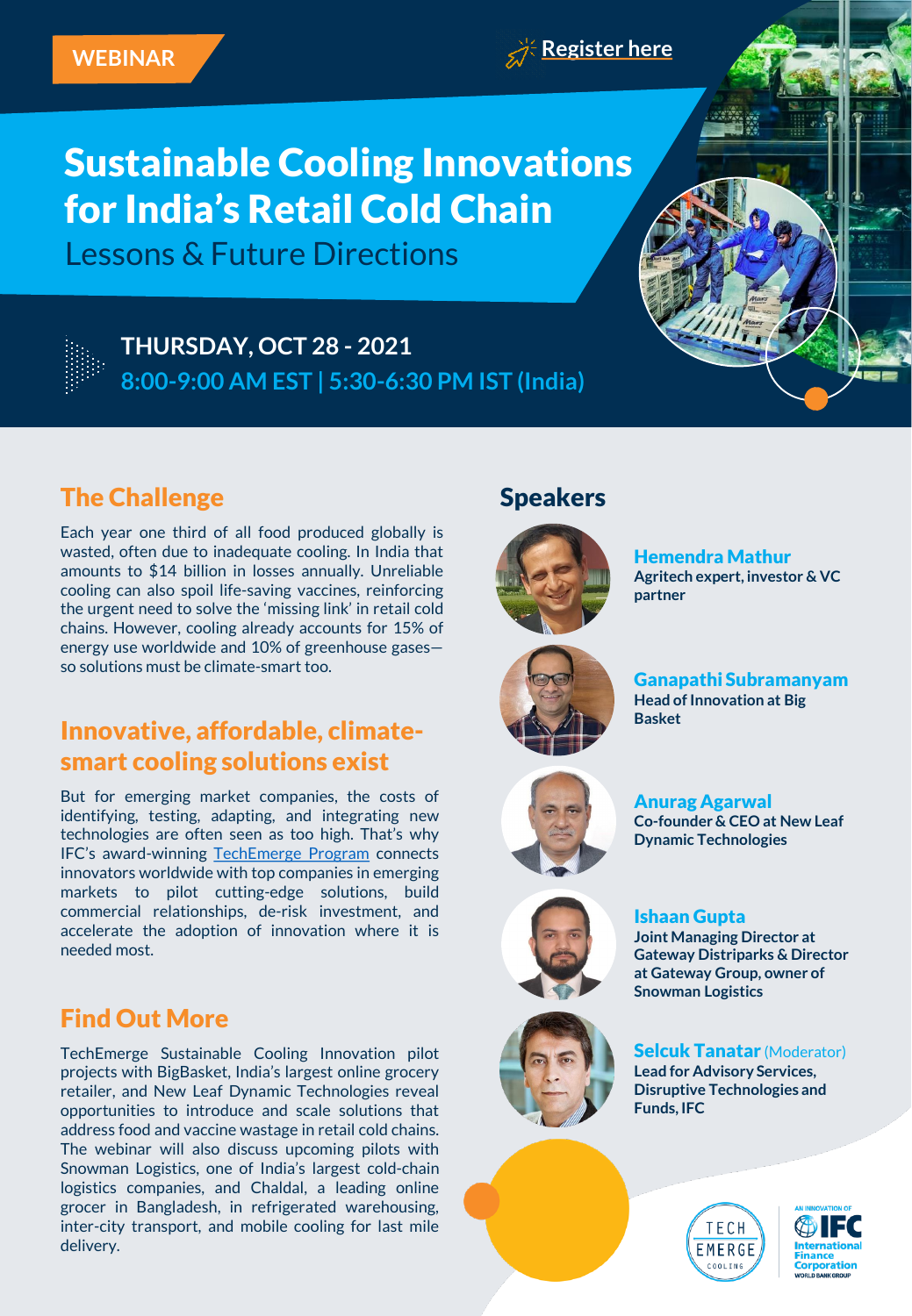WEBINAR

Register here

# Sustainable Cooling Innovations for India's Retail Cold Chain

Lessons & Future Directions

**THURSDAY, OCT 28 - 2021**

**8:00-9:00 AM EST | 5:30-6:30 PM IST (India)**

## The Challenge

Each year one third of all food produced globally is wasted, often due to inadequate cooling. In India that amounts to $14 billion in losses annually. Unreliable cooling can also spoil life-saving vaccines, reinforcing the urgent need to solve the 'missing link' in retail cold chains. However, cooling already accounts for 15% of energy use worldwide and 10% of greenhouse gases—so solutions must be climate-smart too.

## Innovative, affordable, climate-smart cooling solutions exist

But for emerging market companies, the costs of identifying, testing, adapting, and integrating new technologies are often seen as too high. That's why IFC's award-winning TechEmerge Program connects innovators worldwide with top companies in emerging markets to pilot cutting-edge solutions, build commercial relationships, de-risk investment, and accelerate the adoption of innovation where it is needed most.

## Find Out More

TechEmerge Sustainable Cooling Innovation pilot projects with BigBasket, India's largest online grocery retailer, and New Leaf Dynamic Technologies reveal opportunities to introduce and scale solutions that address food and vaccine wastage in retail cold chains. The webinar will also discuss upcoming pilots with Snowman Logistics, one of India's largest cold-chain logistics companies, and Chaldal, a leading online grocer in Bangladesh, in refrigerated warehousing, inter-city transport, and mobile cooling for last mile delivery.

## Speakers

**Hemendra Mathur**
Agritech expert, investor & VC partner

**Ganapathi Subramanyam**
Head of Innovation at Big Basket

**Anurag Agarwal**
Co-founder & CEO at New Leaf Dynamic Technologies

**Ishaan Gupta**
Joint Managing Director at Gateway Distriparks & Director at Gateway Group, owner of Snowman Logistics

**Selcuk Tanatar** (Moderator)
Lead for Advisory Services, Disruptive Technologies and Funds, IFC

TECH EMERGE COOLING

AN INNOVATION OF IFC International Finance Corporation WORLD BANK GROUP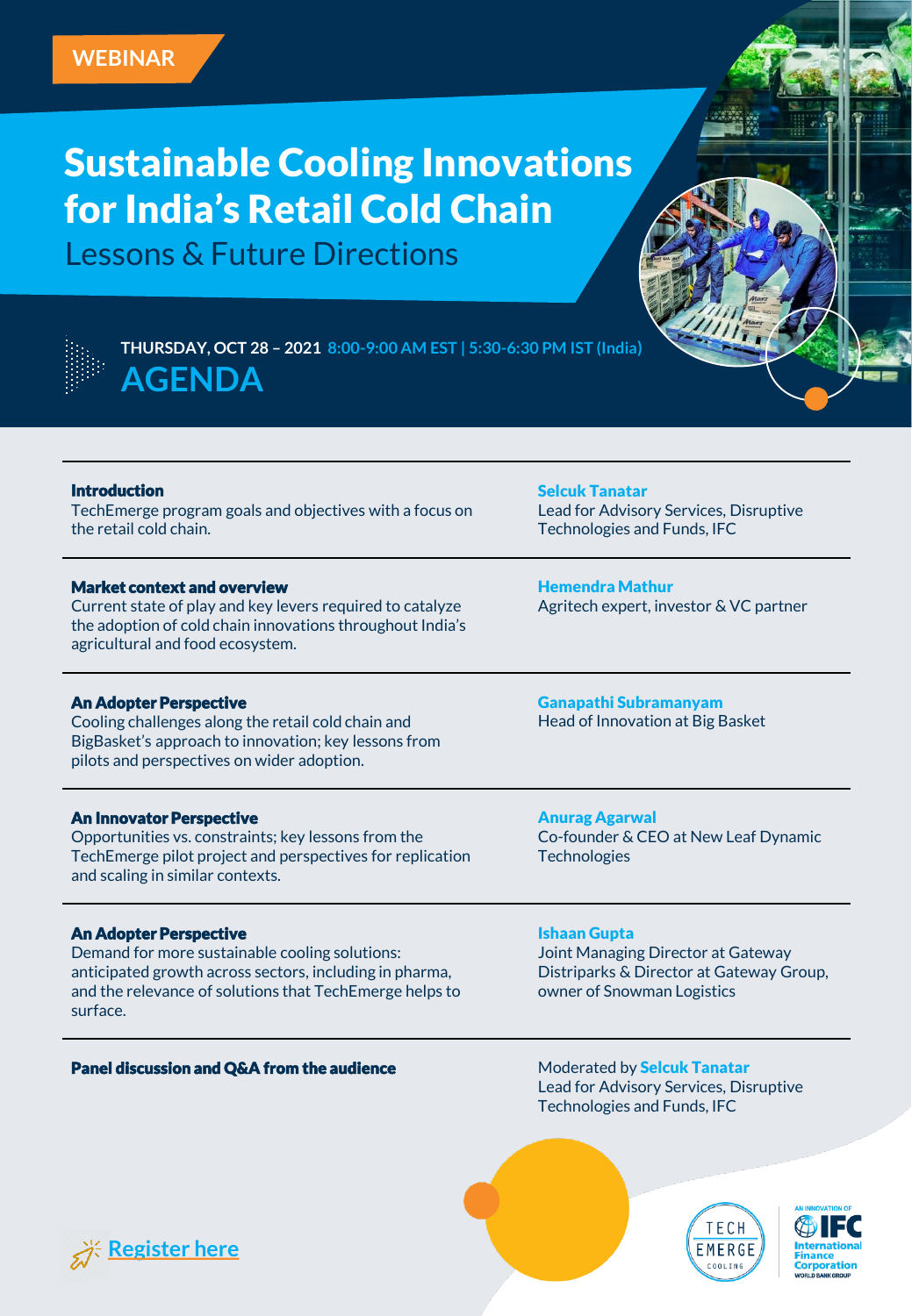WEBINAR

# Sustainable Cooling Innovations for India's Retail Cold Chain

## Lessons & Future Directions

**THURSDAY, OCT 28 – 2021** 8:00-9:00 AM EST | 5:30-6:30 PM IST (India)

## AGENDA

---

**Introduction**
TechEmerge program goals and objectives with a focus on the retail cold chain.

**Selcuk Tanatar**
Lead for Advisory Services, Disruptive Technologies and Funds, IFC

---

**Market context and overview**
Current state of play and key levers required to catalyze the adoption of cold chain innovations throughout India's agricultural and food ecosystem.

**Hemendra Mathur**
Agritech expert, investor & VC partner

---

**An Adopter Perspective**
Cooling challenges along the retail cold chain and BigBasket's approach to innovation; key lessons from pilots and perspectives on wider adoption.

**Ganapathi Subramanyam**
Head of Innovation at Big Basket

---

**An Innovator Perspective**
Opportunities vs. constraints; key lessons from the TechEmerge pilot project and perspectives for replication and scaling in similar contexts.

**Anurag Agarwal**
Co-founder & CEO at New Leaf Dynamic Technologies

---

**An Adopter Perspective**
Demand for more sustainable cooling solutions: anticipated growth across sectors, including in pharma, and the relevance of solutions that TechEmerge helps to surface.

**Ishaan Gupta**
Joint Managing Director at Gateway Distriparks & Director at Gateway Group, owner of Snowman Logistics

---

**Panel discussion and Q&A from the audience**

Moderated by **Selcuk Tanatar**
Lead for Advisory Services, Disruptive Technologies and Funds, IFC

Register here

TECH EMERGE COOLING

AN INNOVATION OF IFC International Finance Corporation WORLD BANK GROUP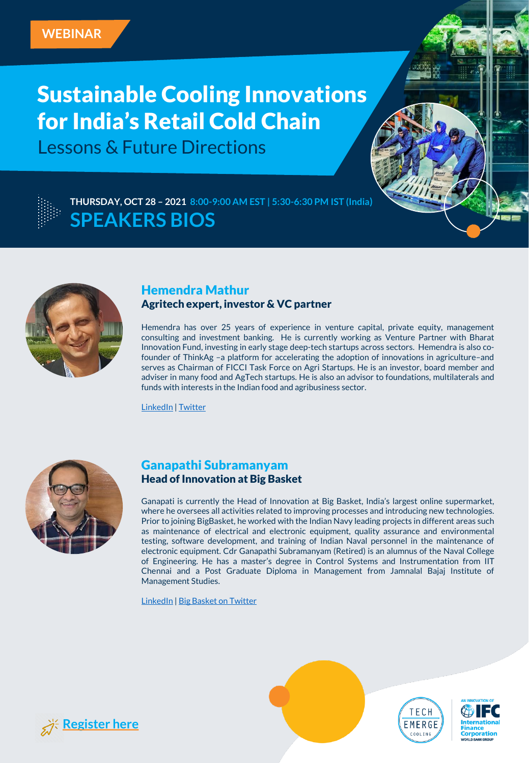WEBINAR

# Sustainable Cooling Innovations for India's Retail Cold Chain

Lessons & Future Directions

**THURSDAY, OCT 28 – 2021** 8:00-9:00 AM EST | 5:30-6:30 PM IST (India)

## SPEAKERS BIOS

### Hemendra Mathur

**Agritech expert, investor & VC partner**

Hemendra has over 25 years of experience in venture capital, private equity, management consulting and investment banking. He is currently working as Venture Partner with Bharat Innovation Fund, investing in early stage deep-tech startups across sectors. Hemendra is also co-founder of ThinkAg –a platform for accelerating the adoption of innovations in agriculture–and serves as Chairman of FICCI Task Force on Agri Startups. He is an investor, board member and adviser in many food and AgTech startups. He is also an advisor to foundations, multilaterals and funds with interests in the Indian food and agribusiness sector.

LinkedIn | Twitter

### Ganapathi Subramanyam

**Head of Innovation at Big Basket**

Ganapati is currently the Head of Innovation at Big Basket, India's largest online supermarket, where he oversees all activities related to improving processes and introducing new technologies. Prior to joining BigBasket, he worked with the Indian Navy leading projects in different areas such as maintenance of electrical and electronic equipment, quality assurance and environmental testing, software development, and training of Indian Naval personnel in the maintenance of electronic equipment. Cdr Ganapathi Subramanyam (Retired) is an alumnus of the Naval College of Engineering. He has a master's degree in Control Systems and Instrumentation from IIT Chennai and a Post Graduate Diploma in Management from Jamnalal Bajaj Institute of Management Studies.

LinkedIn | Big Basket on Twitter

Register here

TECH EMERGE COOLING

AN INNOVATION OF IFC International Finance Corporation WORLD BANK GROUP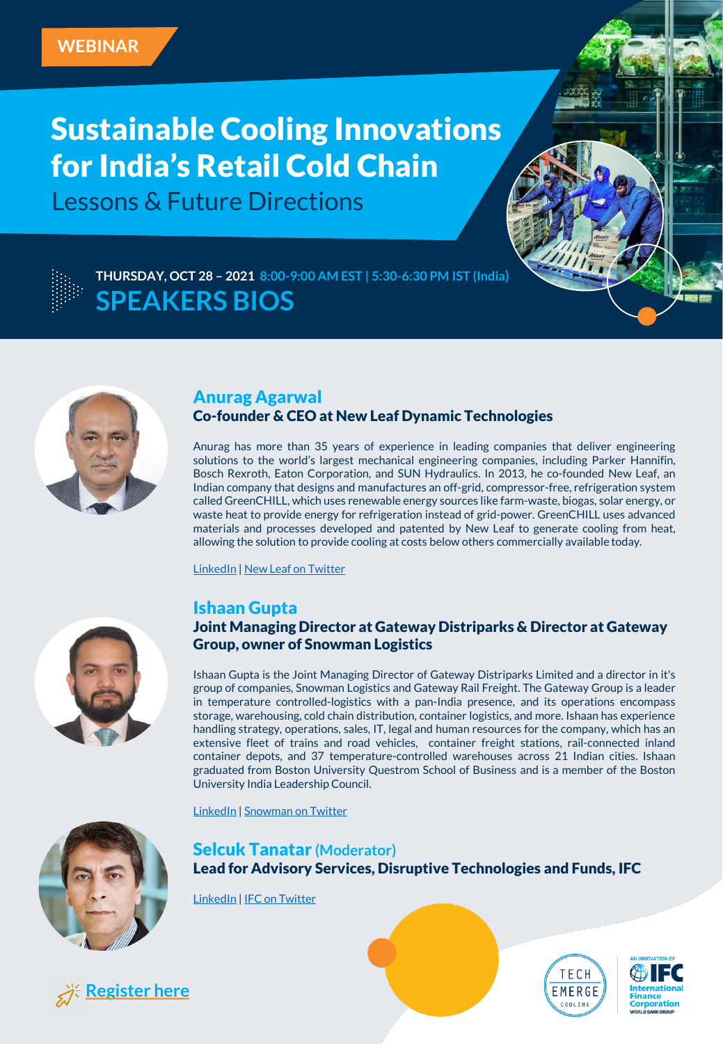WEBINAR

# Sustainable Cooling Innovations for India's Retail Cold Chain

Lessons & Future Directions

**THURSDAY, OCT 28 – 2021** 8:00-9:00 AM EST | 5:30-6:30 PM IST (India)

## SPEAKERS BIOS

### Anurag Agarwal

**Co-founder & CEO at New Leaf Dynamic Technologies**

Anurag has more than 35 years of experience in leading companies that deliver engineering solutions to the world's largest mechanical engineering companies, including Parker Hannifin, Bosch Rexroth, Eaton Corporation, and SUN Hydraulics. In 2013, he co-founded New Leaf, an Indian company that designs and manufactures an off-grid, compressor-free, refrigeration system called GreenCHILL, which uses renewable energy sources like farm-waste, biogas, solar energy, or waste heat to provide energy for refrigeration instead of grid-power. GreenCHILL uses advanced materials and processes developed and patented by New Leaf to generate cooling from heat, allowing the solution to provide cooling at costs below others commercially available today.

LinkedIn | New Leaf on Twitter

### Ishaan Gupta

**Joint Managing Director at Gateway Distriparks & Director at Gateway Group, owner of Snowman Logistics**

Ishaan Gupta is the Joint Managing Director of Gateway Distriparks Limited and a director in it's group of companies, Snowman Logistics and Gateway Rail Freight. The Gateway Group is a leader in temperature controlled-logistics with a pan-India presence, and its operations encompass storage, warehousing, cold chain distribution, container logistics, and more. Ishaan has experience handling strategy, operations, sales, IT, legal and human resources for the company, which has an extensive fleet of trains and road vehicles, container freight stations, rail-connected inland container depots, and 37 temperature-controlled warehouses across 21 Indian cities. Ishaan graduated from Boston University Questrom School of Business and is a member of the Boston University India Leadership Council.

LinkedIn | Snowman on Twitter

### Selcuk Tanatar (Moderator)

**Lead for Advisory Services, Disruptive Technologies and Funds, IFC**

LinkedIn | IFC on Twitter

Register here

TECH EMERGE COOLING

AN INNOVATION OF IFC International Finance Corporation WORLD BANK GROUP